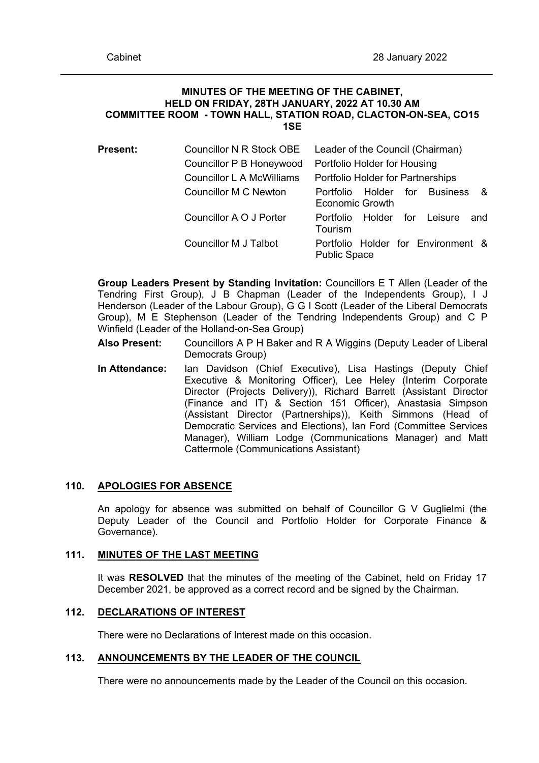**MINUTES OF THE MEETING OF THE CABINET, HELD ON FRIDAY, 28TH JANUARY, 2022 AT 10.30 AM COMMITTEE ROOM - TOWN HALL, STATION ROAD, CLACTON-ON-SEA, CO15 1SE**

| **Present:** | Councillor N R Stock OBE | Leader of the Council (Chairman) |
|---|---|---|
| | Councillor P B Honeywood | Portfolio Holder for Housing |
| | Councillor L A McWilliams | Portfolio Holder for Partnerships |
| | Councillor M C Newton | Portfolio Holder for Business & Economic Growth |
| | Councillor A O J Porter | Portfolio Holder for Leisure and Tourism |
| | Councillor M J Talbot | Portfolio Holder for Environment & Public Space |

**Group Leaders Present by Standing Invitation:** Councillors E T Allen (Leader of the Tendring First Group), J B Chapman (Leader of the Independents Group), I J Henderson (Leader of the Labour Group), G G I Scott (Leader of the Liberal Democrats Group), M E Stephenson (Leader of the Tendring Independents Group) and C P Winfield (Leader of the Holland-on-Sea Group)

**Also Present:** Councillors A P H Baker and R A Wiggins (Deputy Leader of Liberal Democrats Group)

**In Attendance:** Ian Davidson (Chief Executive), Lisa Hastings (Deputy Chief Executive & Monitoring Officer), Lee Heley (Interim Corporate Director (Projects Delivery)), Richard Barrett (Assistant Director (Finance and IT) & Section 151 Officer), Anastasia Simpson (Assistant Director (Partnerships)), Keith Simmons (Head of Democratic Services and Elections), Ian Ford (Committee Services Manager), William Lodge (Communications Manager) and Matt Cattermole (Communications Assistant)

## 110. APOLOGIES FOR ABSENCE

An apology for absence was submitted on behalf of Councillor G V Guglielmi (the Deputy Leader of the Council and Portfolio Holder for Corporate Finance & Governance).

## 111. MINUTES OF THE LAST MEETING

It was **RESOLVED** that the minutes of the meeting of the Cabinet, held on Friday 17 December 2021, be approved as a correct record and be signed by the Chairman.

## 112. DECLARATIONS OF INTEREST

There were no Declarations of Interest made on this occasion.

## 113. ANNOUNCEMENTS BY THE LEADER OF THE COUNCIL

There were no announcements made by the Leader of the Council on this occasion.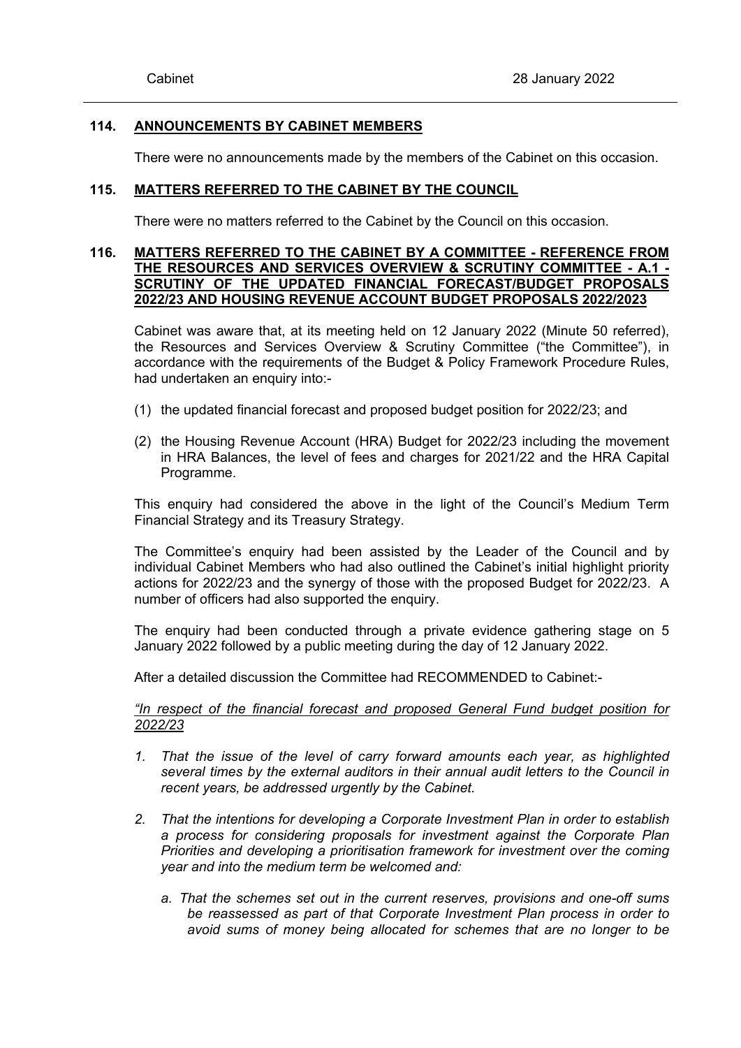## 114. ANNOUNCEMENTS BY CABINET MEMBERS

There were no announcements made by the members of the Cabinet on this occasion.

## 115. MATTERS REFERRED TO THE CABINET BY THE COUNCIL

There were no matters referred to the Cabinet by the Council on this occasion.

## 116. MATTERS REFERRED TO THE CABINET BY A COMMITTEE - REFERENCE FROM THE RESOURCES AND SERVICES OVERVIEW & SCRUTINY COMMITTEE - A.1 - SCRUTINY OF THE UPDATED FINANCIAL FORECAST/BUDGET PROPOSALS 2022/23 AND HOUSING REVENUE ACCOUNT BUDGET PROPOSALS 2022/2023

Cabinet was aware that, at its meeting held on 12 January 2022 (Minute 50 referred), the Resources and Services Overview & Scrutiny Committee ("the Committee"), in accordance with the requirements of the Budget & Policy Framework Procedure Rules, had undertaken an enquiry into:-

(1) the updated financial forecast and proposed budget position for 2022/23; and

(2) the Housing Revenue Account (HRA) Budget for 2022/23 including the movement in HRA Balances, the level of fees and charges for 2021/22 and the HRA Capital Programme.

This enquiry had considered the above in the light of the Council's Medium Term Financial Strategy and its Treasury Strategy.

The Committee's enquiry had been assisted by the Leader of the Council and by individual Cabinet Members who had also outlined the Cabinet's initial highlight priority actions for 2022/23 and the synergy of those with the proposed Budget for 2022/23. A number of officers had also supported the enquiry.

The enquiry had been conducted through a private evidence gathering stage on 5 January 2022 followed by a public meeting during the day of 12 January 2022.

After a detailed discussion the Committee had RECOMMENDED to Cabinet:-

*"<u>In respect of the financial forecast and proposed General Fund budget position for 2022/23</u>*

1. *That the issue of the level of carry forward amounts each year, as highlighted several times by the external auditors in their annual audit letters to the Council in recent years, be addressed urgently by the Cabinet.*

2. *That the intentions for developing a Corporate Investment Plan in order to establish a process for considering proposals for investment against the Corporate Plan Priorities and developing a prioritisation framework for investment over the coming year and into the medium term be welcomed and:*

   a. *That the schemes set out in the current reserves, provisions and one-off sums be reassessed as part of that Corporate Investment Plan process in order to avoid sums of money being allocated for schemes that are no longer to be*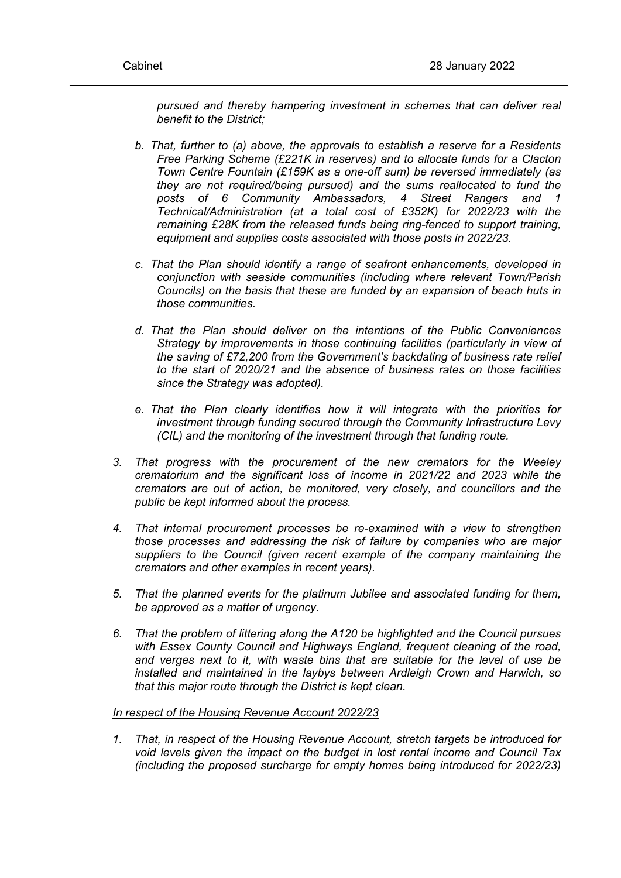*pursued and thereby hampering investment in schemes that can deliver real benefit to the District;*

*b. That, further to (a) above, the approvals to establish a reserve for a Residents Free Parking Scheme (£221K in reserves) and to allocate funds for a Clacton Town Centre Fountain (£159K as a one-off sum) be reversed immediately (as they are not required/being pursued) and the sums reallocated to fund the posts of 6 Community Ambassadors, 4 Street Rangers and 1 Technical/Administration (at a total cost of £352K) for 2022/23 with the remaining £28K from the released funds being ring-fenced to support training, equipment and supplies costs associated with those posts in 2022/23.*

*c. That the Plan should identify a range of seafront enhancements, developed in conjunction with seaside communities (including where relevant Town/Parish Councils) on the basis that these are funded by an expansion of beach huts in those communities.*

*d. That the Plan should deliver on the intentions of the Public Conveniences Strategy by improvements in those continuing facilities (particularly in view of the saving of £72,200 from the Government's backdating of business rate relief to the start of 2020/21 and the absence of business rates on those facilities since the Strategy was adopted).*

*e. That the Plan clearly identifies how it will integrate with the priorities for investment through funding secured through the Community Infrastructure Levy (CIL) and the monitoring of the investment through that funding route.*

*3. That progress with the procurement of the new cremators for the Weeley crematorium and the significant loss of income in 2021/22 and 2023 while the cremators are out of action, be monitored, very closely, and councillors and the public be kept informed about the process.*

*4. That internal procurement processes be re-examined with a view to strengthen those processes and addressing the risk of failure by companies who are major suppliers to the Council (given recent example of the company maintaining the cremators and other examples in recent years).*

*5. That the planned events for the platinum Jubilee and associated funding for them, be approved as a matter of urgency.*

*6. That the problem of littering along the A120 be highlighted and the Council pursues with Essex County Council and Highways England, frequent cleaning of the road, and verges next to it, with waste bins that are suitable for the level of use be installed and maintained in the laybys between Ardleigh Crown and Harwich, so that this major route through the District is kept clean.*

*<u>In respect of the Housing Revenue Account 2022/23</u>*

*1. That, in respect of the Housing Revenue Account, stretch targets be introduced for void levels given the impact on the budget in lost rental income and Council Tax (including the proposed surcharge for empty homes being introduced for 2022/23)*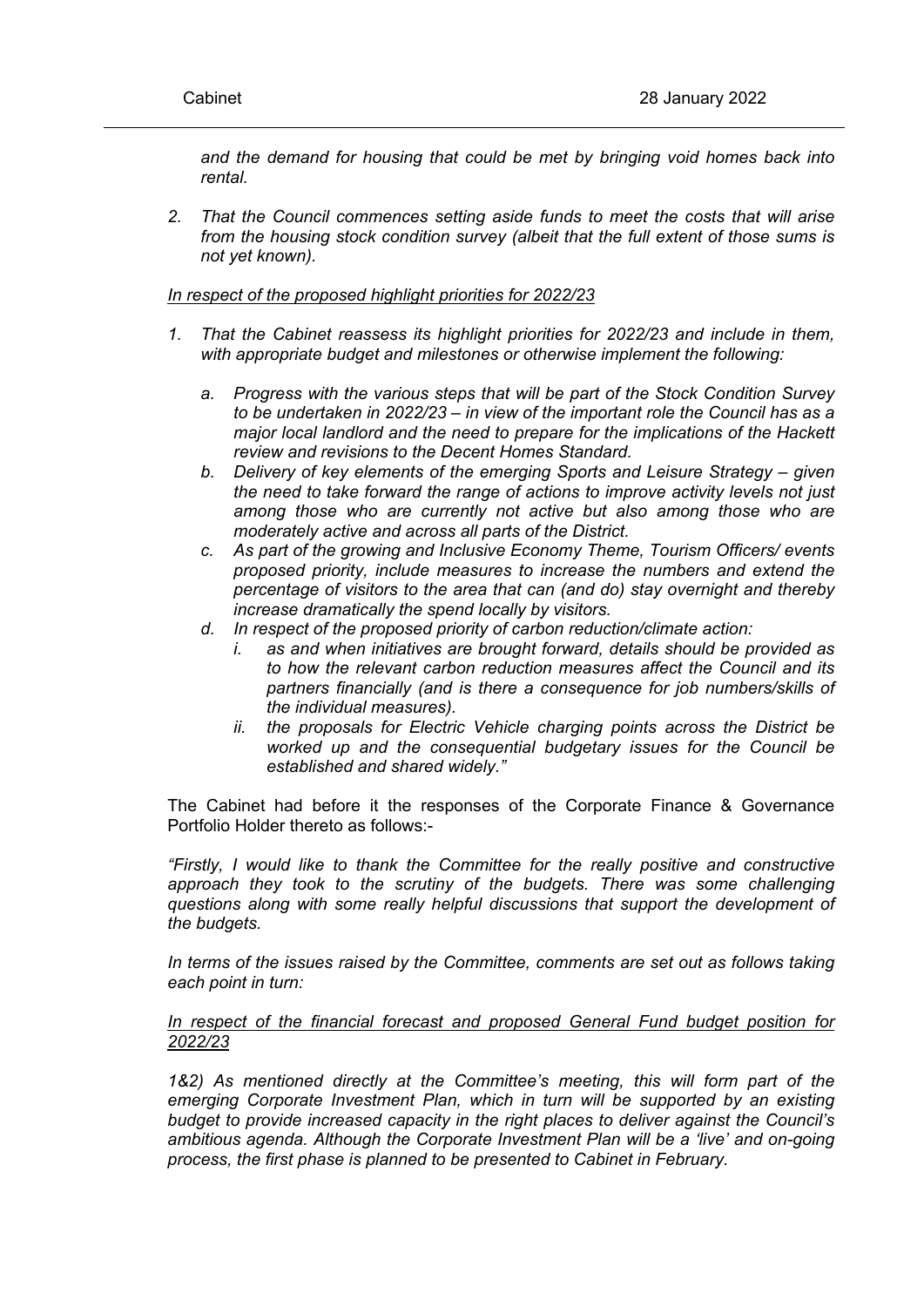*and the demand for housing that could be met by bringing void homes back into rental.*

2. *That the Council commences setting aside funds to meet the costs that will arise from the housing stock condition survey (albeit that the full extent of those sums is not yet known).*

*In respect of the proposed highlight priorities for 2022/23*

1. *That the Cabinet reassess its highlight priorities for 2022/23 and include in them, with appropriate budget and milestones or otherwise implement the following:*
   a. *Progress with the various steps that will be part of the Stock Condition Survey to be undertaken in 2022/23 – in view of the important role the Council has as a major local landlord and the need to prepare for the implications of the Hackett review and revisions to the Decent Homes Standard.*
   b. *Delivery of key elements of the emerging Sports and Leisure Strategy – given the need to take forward the range of actions to improve activity levels not just among those who are currently not active but also among those who are moderately active and across all parts of the District.*
   c. *As part of the growing and Inclusive Economy Theme, Tourism Officers/ events proposed priority, include measures to increase the numbers and extend the percentage of visitors to the area that can (and do) stay overnight and thereby increase dramatically the spend locally by visitors.*
   d. *In respect of the proposed priority of carbon reduction/climate action:*
      i. *as and when initiatives are brought forward, details should be provided as to how the relevant carbon reduction measures affect the Council and its partners financially (and is there a consequence for job numbers/skills of the individual measures).*
      ii. *the proposals for Electric Vehicle charging points across the District be worked up and the consequential budgetary issues for the Council be established and shared widely."*

The Cabinet had before it the responses of the Corporate Finance & Governance Portfolio Holder thereto as follows:-

*"Firstly, I would like to thank the Committee for the really positive and constructive approach they took to the scrutiny of the budgets. There was some challenging questions along with some really helpful discussions that support the development of the budgets.*

*In terms of the issues raised by the Committee, comments are set out as follows taking each point in turn:*

*In respect of the financial forecast and proposed General Fund budget position for 2022/23*

*1&2) As mentioned directly at the Committee's meeting, this will form part of the emerging Corporate Investment Plan, which in turn will be supported by an existing budget to provide increased capacity in the right places to deliver against the Council's ambitious agenda. Although the Corporate Investment Plan will be a 'live' and on-going process, the first phase is planned to be presented to Cabinet in February.*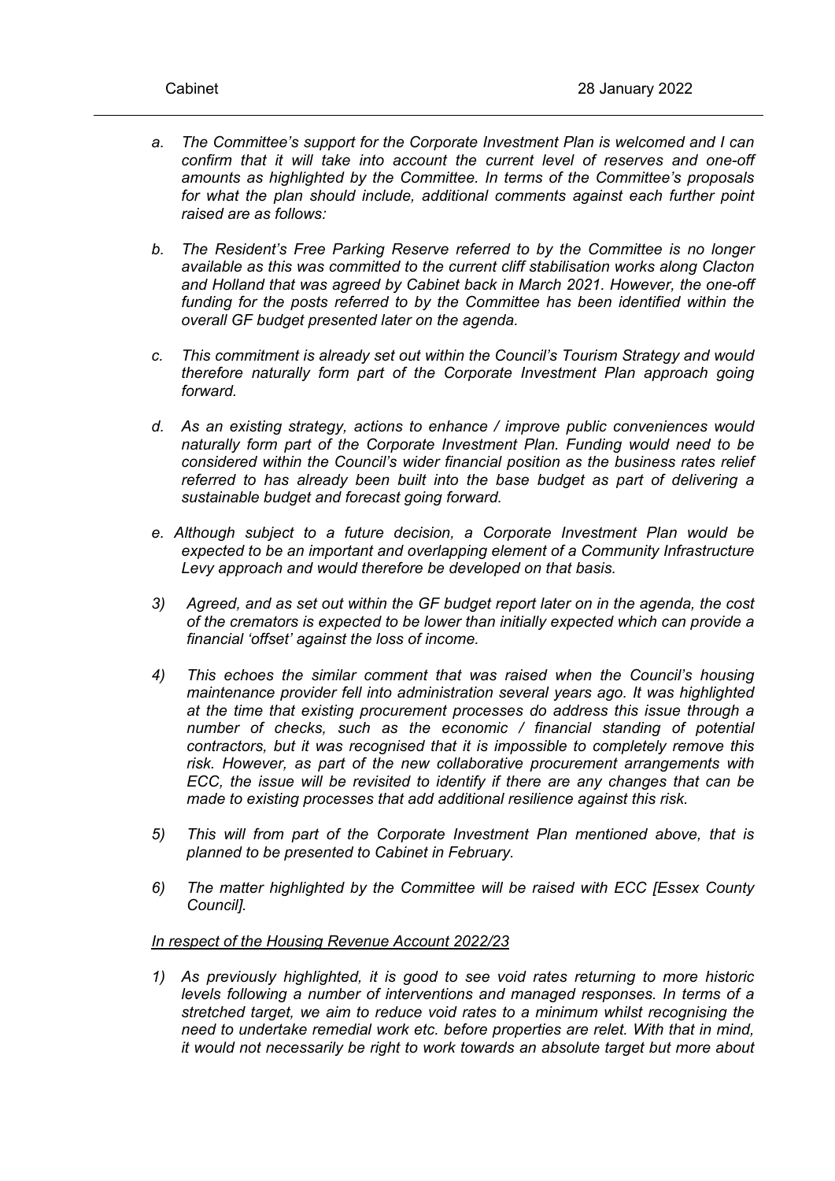*a. The Committee's support for the Corporate Investment Plan is welcomed and I can confirm that it will take into account the current level of reserves and one-off amounts as highlighted by the Committee. In terms of the Committee's proposals for what the plan should include, additional comments against each further point raised are as follows:*

*b. The Resident's Free Parking Reserve referred to by the Committee is no longer available as this was committed to the current cliff stabilisation works along Clacton and Holland that was agreed by Cabinet back in March 2021. However, the one-off funding for the posts referred to by the Committee has been identified within the overall GF budget presented later on the agenda.*

*c. This commitment is already set out within the Council's Tourism Strategy and would therefore naturally form part of the Corporate Investment Plan approach going forward.*

*d. As an existing strategy, actions to enhance / improve public conveniences would naturally form part of the Corporate Investment Plan. Funding would need to be considered within the Council's wider financial position as the business rates relief referred to has already been built into the base budget as part of delivering a sustainable budget and forecast going forward.*

*e. Although subject to a future decision, a Corporate Investment Plan would be expected to be an important and overlapping element of a Community Infrastructure Levy approach and would therefore be developed on that basis.*

*3) Agreed, and as set out within the GF budget report later on in the agenda, the cost of the cremators is expected to be lower than initially expected which can provide a financial 'offset' against the loss of income.*

*4) This echoes the similar comment that was raised when the Council's housing maintenance provider fell into administration several years ago. It was highlighted at the time that existing procurement processes do address this issue through a number of checks, such as the economic / financial standing of potential contractors, but it was recognised that it is impossible to completely remove this risk. However, as part of the new collaborative procurement arrangements with ECC, the issue will be revisited to identify if there are any changes that can be made to existing processes that add additional resilience against this risk.*

*5) This will from part of the Corporate Investment Plan mentioned above, that is planned to be presented to Cabinet in February.*

*6) The matter highlighted by the Committee will be raised with ECC [Essex County Council].*

*<u>In respect of the Housing Revenue Account 2022/23</u>*

*1) As previously highlighted, it is good to see void rates returning to more historic levels following a number of interventions and managed responses. In terms of a stretched target, we aim to reduce void rates to a minimum whilst recognising the need to undertake remedial work etc. before properties are relet. With that in mind, it would not necessarily be right to work towards an absolute target but more about*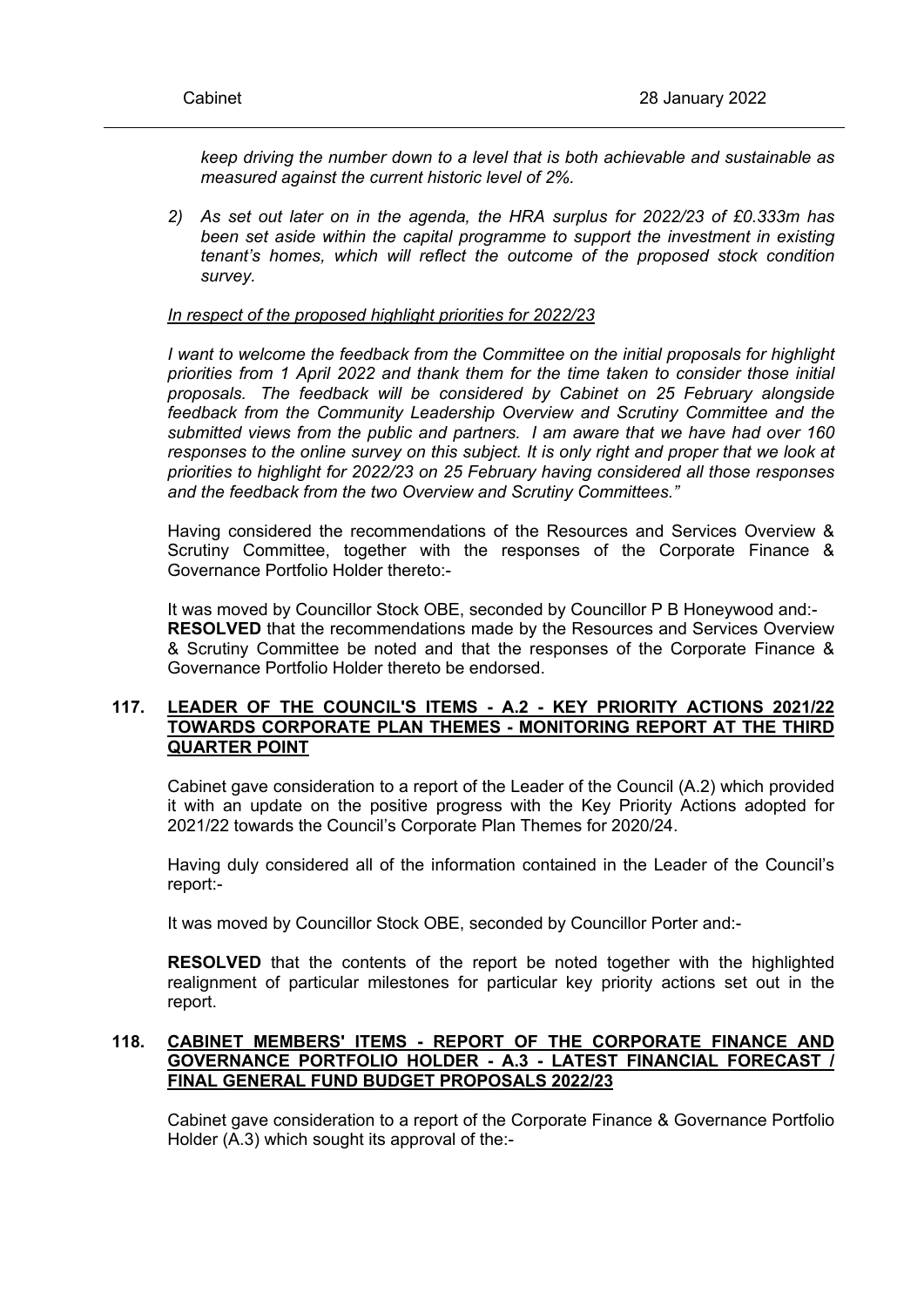*keep driving the number down to a level that is both achievable and sustainable as measured against the current historic level of 2%.*

*2) As set out later on in the agenda, the HRA surplus for 2022/23 of £0.333m has been set aside within the capital programme to support the investment in existing tenant's homes, which will reflect the outcome of the proposed stock condition survey.*

*<u>In respect of the proposed highlight priorities for 2022/23</u>*

*I want to welcome the feedback from the Committee on the initial proposals for highlight priorities from 1 April 2022 and thank them for the time taken to consider those initial proposals. The feedback will be considered by Cabinet on 25 February alongside feedback from the Community Leadership Overview and Scrutiny Committee and the submitted views from the public and partners. I am aware that we have had over 160 responses to the online survey on this subject. It is only right and proper that we look at priorities to highlight for 2022/23 on 25 February having considered all those responses and the feedback from the two Overview and Scrutiny Committees."*

Having considered the recommendations of the Resources and Services Overview & Scrutiny Committee, together with the responses of the Corporate Finance & Governance Portfolio Holder thereto:-

It was moved by Councillor Stock OBE, seconded by Councillor P B Honeywood and:-
**RESOLVED** that the recommendations made by the Resources and Services Overview & Scrutiny Committee be noted and that the responses of the Corporate Finance & Governance Portfolio Holder thereto be endorsed.

## 117. LEADER OF THE COUNCIL'S ITEMS - A.2 - KEY PRIORITY ACTIONS 2021/22 TOWARDS CORPORATE PLAN THEMES - MONITORING REPORT AT THE THIRD QUARTER POINT

Cabinet gave consideration to a report of the Leader of the Council (A.2) which provided it with an update on the positive progress with the Key Priority Actions adopted for 2021/22 towards the Council's Corporate Plan Themes for 2020/24.

Having duly considered all of the information contained in the Leader of the Council's report:-

It was moved by Councillor Stock OBE, seconded by Councillor Porter and:-

**RESOLVED** that the contents of the report be noted together with the highlighted realignment of particular milestones for particular key priority actions set out in the report.

## 118. CABINET MEMBERS' ITEMS - REPORT OF THE CORPORATE FINANCE AND GOVERNANCE PORTFOLIO HOLDER - A.3 - LATEST FINANCIAL FORECAST / FINAL GENERAL FUND BUDGET PROPOSALS 2022/23

Cabinet gave consideration to a report of the Corporate Finance & Governance Portfolio Holder (A.3) which sought its approval of the:-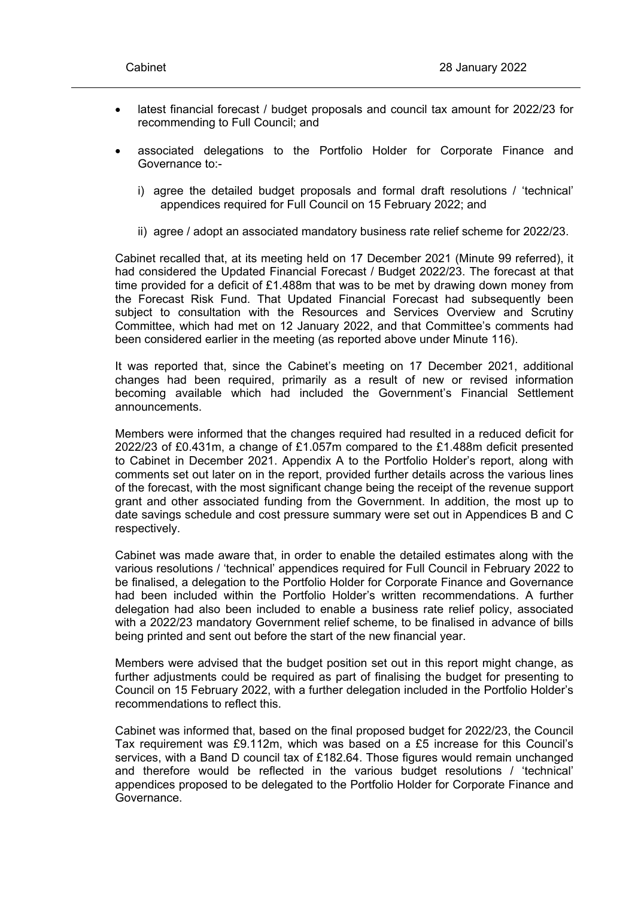- latest financial forecast / budget proposals and council tax amount for 2022/23 for recommending to Full Council; and

- associated delegations to the Portfolio Holder for Corporate Finance and Governance to:-

  i) agree the detailed budget proposals and formal draft resolutions / 'technical' appendices required for Full Council on 15 February 2022; and

  ii) agree / adopt an associated mandatory business rate relief scheme for 2022/23.

Cabinet recalled that, at its meeting held on 17 December 2021 (Minute 99 referred), it had considered the Updated Financial Forecast / Budget 2022/23. The forecast at that time provided for a deficit of £1.488m that was to be met by drawing down money from the Forecast Risk Fund. That Updated Financial Forecast had subsequently been subject to consultation with the Resources and Services Overview and Scrutiny Committee, which had met on 12 January 2022, and that Committee's comments had been considered earlier in the meeting (as reported above under Minute 116).

It was reported that, since the Cabinet's meeting on 17 December 2021, additional changes had been required, primarily as a result of new or revised information becoming available which had included the Government's Financial Settlement announcements.

Members were informed that the changes required had resulted in a reduced deficit for 2022/23 of £0.431m, a change of £1.057m compared to the £1.488m deficit presented to Cabinet in December 2021. Appendix A to the Portfolio Holder's report, along with comments set out later on in the report, provided further details across the various lines of the forecast, with the most significant change being the receipt of the revenue support grant and other associated funding from the Government. In addition, the most up to date savings schedule and cost pressure summary were set out in Appendices B and C respectively.

Cabinet was made aware that, in order to enable the detailed estimates along with the various resolutions / 'technical' appendices required for Full Council in February 2022 to be finalised, a delegation to the Portfolio Holder for Corporate Finance and Governance had been included within the Portfolio Holder's written recommendations. A further delegation had also been included to enable a business rate relief policy, associated with a 2022/23 mandatory Government relief scheme, to be finalised in advance of bills being printed and sent out before the start of the new financial year.

Members were advised that the budget position set out in this report might change, as further adjustments could be required as part of finalising the budget for presenting to Council on 15 February 2022, with a further delegation included in the Portfolio Holder's recommendations to reflect this.

Cabinet was informed that, based on the final proposed budget for 2022/23, the Council Tax requirement was £9.112m, which was based on a £5 increase for this Council's services, with a Band D council tax of £182.64. Those figures would remain unchanged and therefore would be reflected in the various budget resolutions / 'technical' appendices proposed to be delegated to the Portfolio Holder for Corporate Finance and Governance.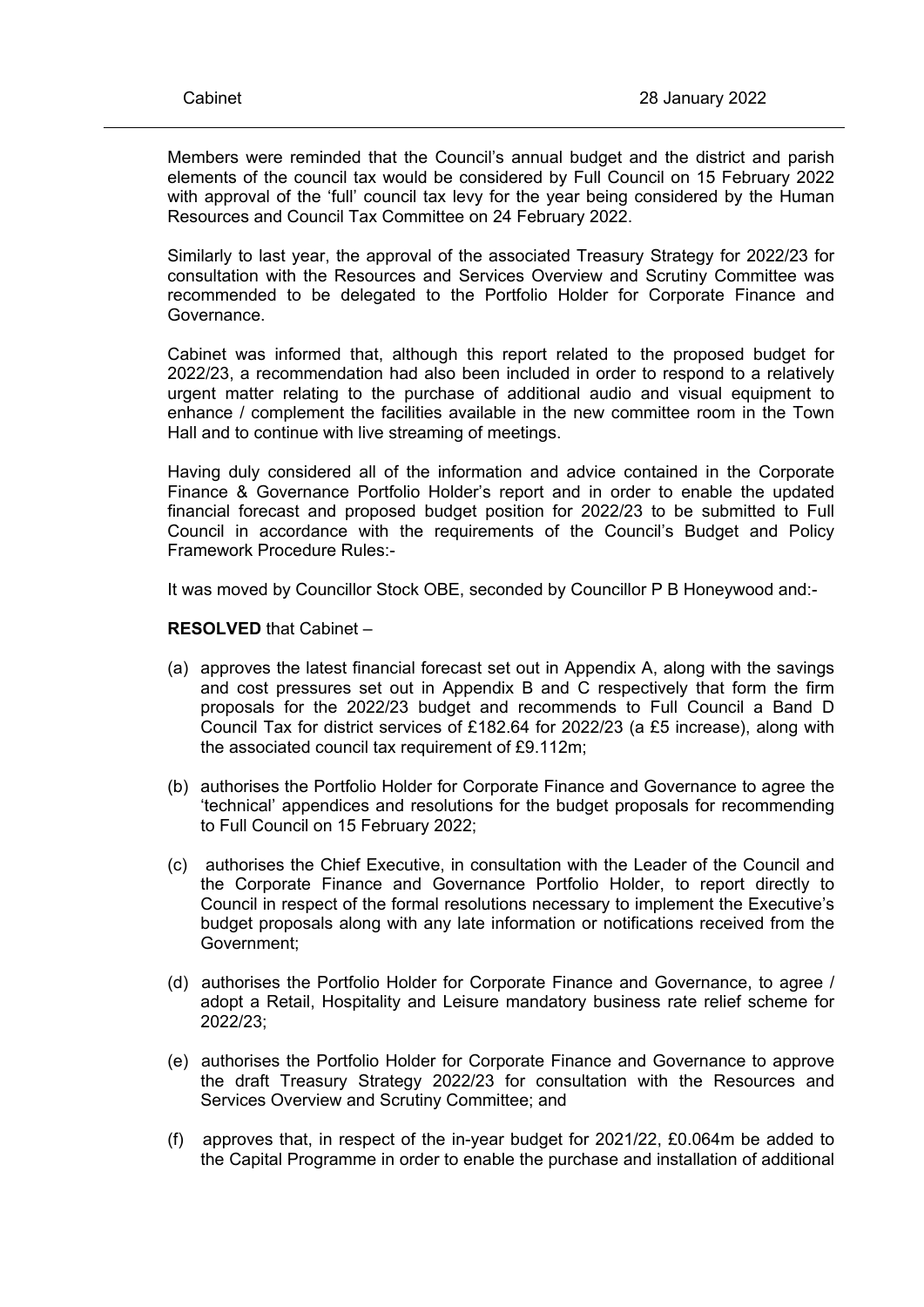Members were reminded that the Council's annual budget and the district and parish elements of the council tax would be considered by Full Council on 15 February 2022 with approval of the 'full' council tax levy for the year being considered by the Human Resources and Council Tax Committee on 24 February 2022.

Similarly to last year, the approval of the associated Treasury Strategy for 2022/23 for consultation with the Resources and Services Overview and Scrutiny Committee was recommended to be delegated to the Portfolio Holder for Corporate Finance and Governance.

Cabinet was informed that, although this report related to the proposed budget for 2022/23, a recommendation had also been included in order to respond to a relatively urgent matter relating to the purchase of additional audio and visual equipment to enhance / complement the facilities available in the new committee room in the Town Hall and to continue with live streaming of meetings.

Having duly considered all of the information and advice contained in the Corporate Finance & Governance Portfolio Holder's report and in order to enable the updated financial forecast and proposed budget position for 2022/23 to be submitted to Full Council in accordance with the requirements of the Council's Budget and Policy Framework Procedure Rules:-

It was moved by Councillor Stock OBE, seconded by Councillor P B Honeywood and:-

**RESOLVED** that Cabinet –

(a) approves the latest financial forecast set out in Appendix A, along with the savings and cost pressures set out in Appendix B and C respectively that form the firm proposals for the 2022/23 budget and recommends to Full Council a Band D Council Tax for district services of £182.64 for 2022/23 (a £5 increase), along with the associated council tax requirement of £9.112m;

(b) authorises the Portfolio Holder for Corporate Finance and Governance to agree the 'technical' appendices and resolutions for the budget proposals for recommending to Full Council on 15 February 2022;

(c) authorises the Chief Executive, in consultation with the Leader of the Council and the Corporate Finance and Governance Portfolio Holder, to report directly to Council in respect of the formal resolutions necessary to implement the Executive's budget proposals along with any late information or notifications received from the Government;

(d) authorises the Portfolio Holder for Corporate Finance and Governance, to agree / adopt a Retail, Hospitality and Leisure mandatory business rate relief scheme for 2022/23;

(e) authorises the Portfolio Holder for Corporate Finance and Governance to approve the draft Treasury Strategy 2022/23 for consultation with the Resources and Services Overview and Scrutiny Committee; and

(f) approves that, in respect of the in-year budget for 2021/22, £0.064m be added to the Capital Programme in order to enable the purchase and installation of additional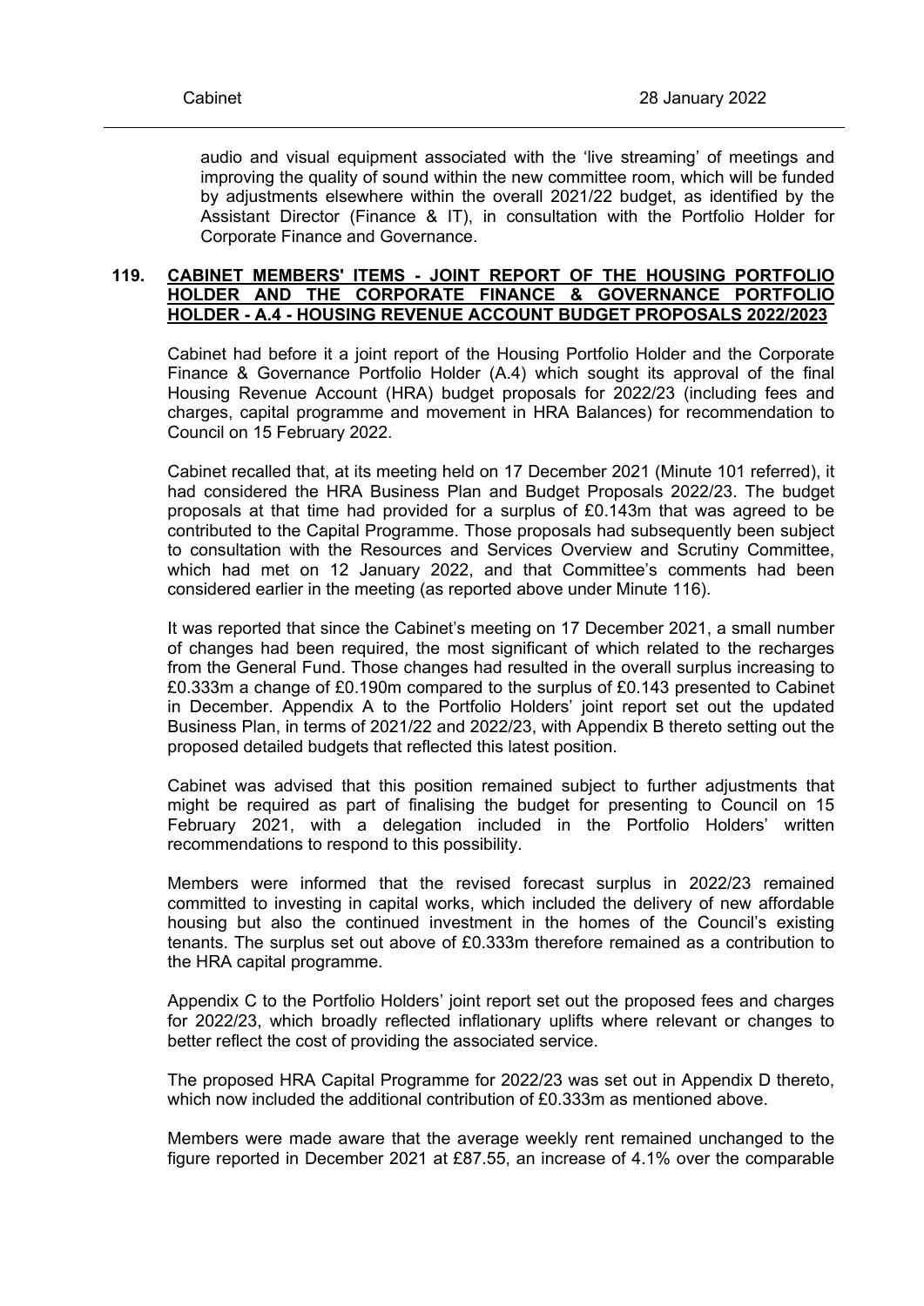audio and visual equipment associated with the 'live streaming' of meetings and improving the quality of sound within the new committee room, which will be funded by adjustments elsewhere within the overall 2021/22 budget, as identified by the Assistant Director (Finance & IT), in consultation with the Portfolio Holder for Corporate Finance and Governance.

**119. CABINET MEMBERS' ITEMS - JOINT REPORT OF THE HOUSING PORTFOLIO HOLDER AND THE CORPORATE FINANCE & GOVERNANCE PORTFOLIO HOLDER - A.4 - HOUSING REVENUE ACCOUNT BUDGET PROPOSALS 2022/2023**

Cabinet had before it a joint report of the Housing Portfolio Holder and the Corporate Finance & Governance Portfolio Holder (A.4) which sought its approval of the final Housing Revenue Account (HRA) budget proposals for 2022/23 (including fees and charges, capital programme and movement in HRA Balances) for recommendation to Council on 15 February 2022.

Cabinet recalled that, at its meeting held on 17 December 2021 (Minute 101 referred), it had considered the HRA Business Plan and Budget Proposals 2022/23. The budget proposals at that time had provided for a surplus of £0.143m that was agreed to be contributed to the Capital Programme. Those proposals had subsequently been subject to consultation with the Resources and Services Overview and Scrutiny Committee, which had met on 12 January 2022, and that Committee's comments had been considered earlier in the meeting (as reported above under Minute 116).

It was reported that since the Cabinet's meeting on 17 December 2021, a small number of changes had been required, the most significant of which related to the recharges from the General Fund. Those changes had resulted in the overall surplus increasing to £0.333m a change of £0.190m compared to the surplus of £0.143 presented to Cabinet in December. Appendix A to the Portfolio Holders' joint report set out the updated Business Plan, in terms of 2021/22 and 2022/23, with Appendix B thereto setting out the proposed detailed budgets that reflected this latest position.

Cabinet was advised that this position remained subject to further adjustments that might be required as part of finalising the budget for presenting to Council on 15 February 2021, with a delegation included in the Portfolio Holders' written recommendations to respond to this possibility.

Members were informed that the revised forecast surplus in 2022/23 remained committed to investing in capital works, which included the delivery of new affordable housing but also the continued investment in the homes of the Council's existing tenants. The surplus set out above of £0.333m therefore remained as a contribution to the HRA capital programme.

Appendix C to the Portfolio Holders' joint report set out the proposed fees and charges for 2022/23, which broadly reflected inflationary uplifts where relevant or changes to better reflect the cost of providing the associated service.

The proposed HRA Capital Programme for 2022/23 was set out in Appendix D thereto, which now included the additional contribution of £0.333m as mentioned above.

Members were made aware that the average weekly rent remained unchanged to the figure reported in December 2021 at £87.55, an increase of 4.1% over the comparable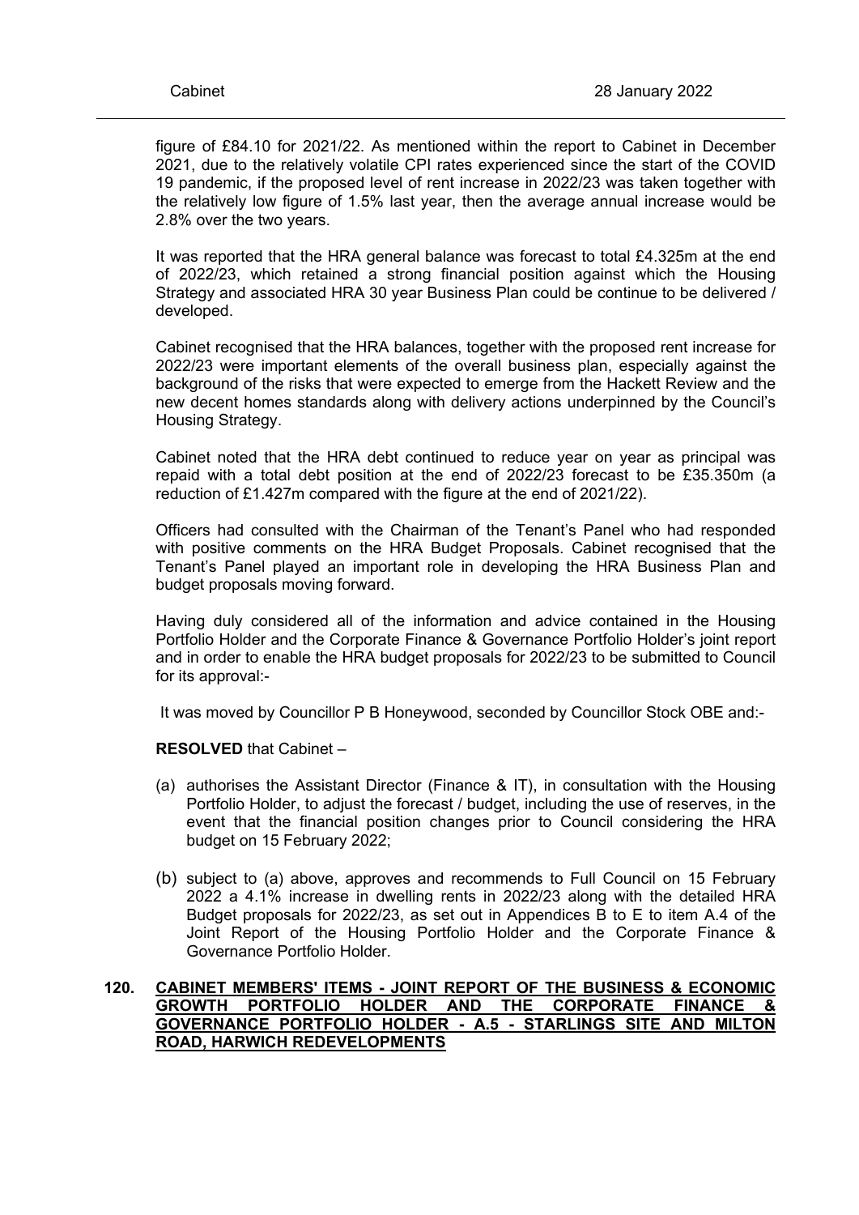figure of £84.10 for 2021/22. As mentioned within the report to Cabinet in December 2021, due to the relatively volatile CPI rates experienced since the start of the COVID 19 pandemic, if the proposed level of rent increase in 2022/23 was taken together with the relatively low figure of 1.5% last year, then the average annual increase would be 2.8% over the two years.

It was reported that the HRA general balance was forecast to total £4.325m at the end of 2022/23, which retained a strong financial position against which the Housing Strategy and associated HRA 30 year Business Plan could be continue to be delivered / developed.

Cabinet recognised that the HRA balances, together with the proposed rent increase for 2022/23 were important elements of the overall business plan, especially against the background of the risks that were expected to emerge from the Hackett Review and the new decent homes standards along with delivery actions underpinned by the Council's Housing Strategy.

Cabinet noted that the HRA debt continued to reduce year on year as principal was repaid with a total debt position at the end of 2022/23 forecast to be £35.350m (a reduction of £1.427m compared with the figure at the end of 2021/22).

Officers had consulted with the Chairman of the Tenant's Panel who had responded with positive comments on the HRA Budget Proposals. Cabinet recognised that the Tenant's Panel played an important role in developing the HRA Business Plan and budget proposals moving forward.

Having duly considered all of the information and advice contained in the Housing Portfolio Holder and the Corporate Finance & Governance Portfolio Holder's joint report and in order to enable the HRA budget proposals for 2022/23 to be submitted to Council for its approval:-

It was moved by Councillor P B Honeywood, seconded by Councillor Stock OBE and:-

**RESOLVED** that Cabinet –

(a) authorises the Assistant Director (Finance & IT), in consultation with the Housing Portfolio Holder, to adjust the forecast / budget, including the use of reserves, in the event that the financial position changes prior to Council considering the HRA budget on 15 February 2022;

(b) subject to (a) above, approves and recommends to Full Council on 15 February 2022 a 4.1% increase in dwelling rents in 2022/23 along with the detailed HRA Budget proposals for 2022/23, as set out in Appendices B to E to item A.4 of the Joint Report of the Housing Portfolio Holder and the Corporate Finance & Governance Portfolio Holder.

## 120. CABINET MEMBERS' ITEMS - JOINT REPORT OF THE BUSINESS & ECONOMIC GROWTH PORTFOLIO HOLDER AND THE CORPORATE FINANCE & GOVERNANCE PORTFOLIO HOLDER - A.5 - STARLINGS SITE AND MILTON ROAD, HARWICH REDEVELOPMENTS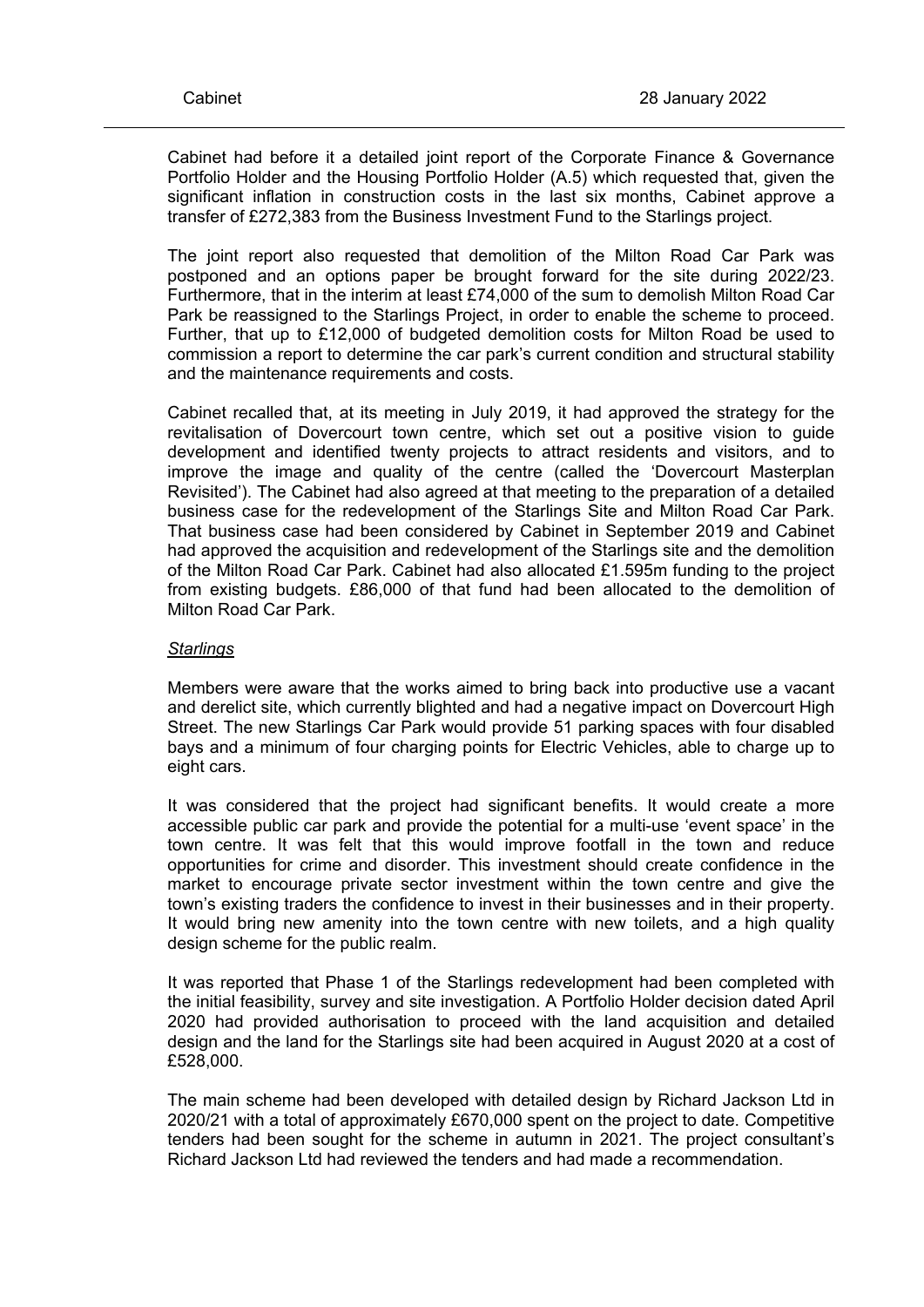Cabinet had before it a detailed joint report of the Corporate Finance & Governance Portfolio Holder and the Housing Portfolio Holder (A.5) which requested that, given the significant inflation in construction costs in the last six months, Cabinet approve a transfer of £272,383 from the Business Investment Fund to the Starlings project.

The joint report also requested that demolition of the Milton Road Car Park was postponed and an options paper be brought forward for the site during 2022/23. Furthermore, that in the interim at least £74,000 of the sum to demolish Milton Road Car Park be reassigned to the Starlings Project, in order to enable the scheme to proceed. Further, that up to £12,000 of budgeted demolition costs for Milton Road be used to commission a report to determine the car park's current condition and structural stability and the maintenance requirements and costs.

Cabinet recalled that, at its meeting in July 2019, it had approved the strategy for the revitalisation of Dovercourt town centre, which set out a positive vision to guide development and identified twenty projects to attract residents and visitors, and to improve the image and quality of the centre (called the 'Dovercourt Masterplan Revisited'). The Cabinet had also agreed at that meeting to the preparation of a detailed business case for the redevelopment of the Starlings Site and Milton Road Car Park. That business case had been considered by Cabinet in September 2019 and Cabinet had approved the acquisition and redevelopment of the Starlings site and the demolition of the Milton Road Car Park. Cabinet had also allocated £1.595m funding to the project from existing budgets. £86,000 of that fund had been allocated to the demolition of Milton Road Car Park.

*Starlings*

Members were aware that the works aimed to bring back into productive use a vacant and derelict site, which currently blighted and had a negative impact on Dovercourt High Street. The new Starlings Car Park would provide 51 parking spaces with four disabled bays and a minimum of four charging points for Electric Vehicles, able to charge up to eight cars.

It was considered that the project had significant benefits. It would create a more accessible public car park and provide the potential for a multi-use 'event space' in the town centre. It was felt that this would improve footfall in the town and reduce opportunities for crime and disorder. This investment should create confidence in the market to encourage private sector investment within the town centre and give the town's existing traders the confidence to invest in their businesses and in their property. It would bring new amenity into the town centre with new toilets, and a high quality design scheme for the public realm.

It was reported that Phase 1 of the Starlings redevelopment had been completed with the initial feasibility, survey and site investigation. A Portfolio Holder decision dated April 2020 had provided authorisation to proceed with the land acquisition and detailed design and the land for the Starlings site had been acquired in August 2020 at a cost of £528,000.

The main scheme had been developed with detailed design by Richard Jackson Ltd in 2020/21 with a total of approximately £670,000 spent on the project to date. Competitive tenders had been sought for the scheme in autumn in 2021. The project consultant's Richard Jackson Ltd had reviewed the tenders and had made a recommendation.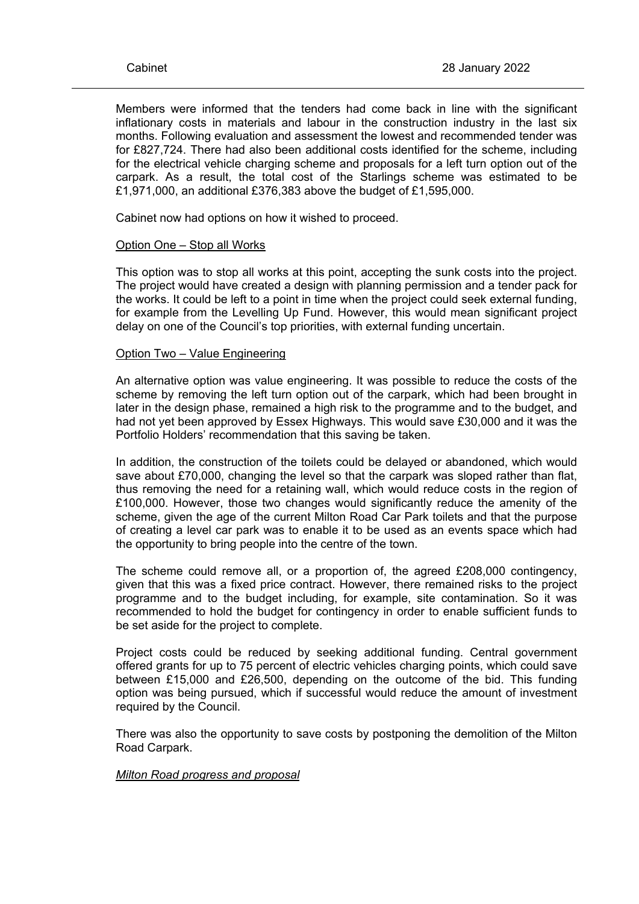Members were informed that the tenders had come back in line with the significant inflationary costs in materials and labour in the construction industry in the last six months. Following evaluation and assessment the lowest and recommended tender was for £827,724. There had also been additional costs identified for the scheme, including for the electrical vehicle charging scheme and proposals for a left turn option out of the carpark. As a result, the total cost of the Starlings scheme was estimated to be £1,971,000, an additional £376,383 above the budget of £1,595,000.

Cabinet now had options on how it wished to proceed.

<u>Option One – Stop all Works</u>

This option was to stop all works at this point, accepting the sunk costs into the project. The project would have created a design with planning permission and a tender pack for the works. It could be left to a point in time when the project could seek external funding, for example from the Levelling Up Fund. However, this would mean significant project delay on one of the Council's top priorities, with external funding uncertain.

<u>Option Two – Value Engineering</u>

An alternative option was value engineering. It was possible to reduce the costs of the scheme by removing the left turn option out of the carpark, which had been brought in later in the design phase, remained a high risk to the programme and to the budget, and had not yet been approved by Essex Highways. This would save £30,000 and it was the Portfolio Holders' recommendation that this saving be taken.

In addition, the construction of the toilets could be delayed or abandoned, which would save about £70,000, changing the level so that the carpark was sloped rather than flat, thus removing the need for a retaining wall, which would reduce costs in the region of £100,000. However, those two changes would significantly reduce the amenity of the scheme, given the age of the current Milton Road Car Park toilets and that the purpose of creating a level car park was to enable it to be used as an events space which had the opportunity to bring people into the centre of the town.

The scheme could remove all, or a proportion of, the agreed £208,000 contingency, given that this was a fixed price contract. However, there remained risks to the project programme and to the budget including, for example, site contamination. So it was recommended to hold the budget for contingency in order to enable sufficient funds to be set aside for the project to complete.

Project costs could be reduced by seeking additional funding. Central government offered grants for up to 75 percent of electric vehicles charging points, which could save between £15,000 and £26,500, depending on the outcome of the bid. This funding option was being pursued, which if successful would reduce the amount of investment required by the Council.

There was also the opportunity to save costs by postponing the demolition of the Milton Road Carpark.

*<u>Milton Road progress and proposal</u>*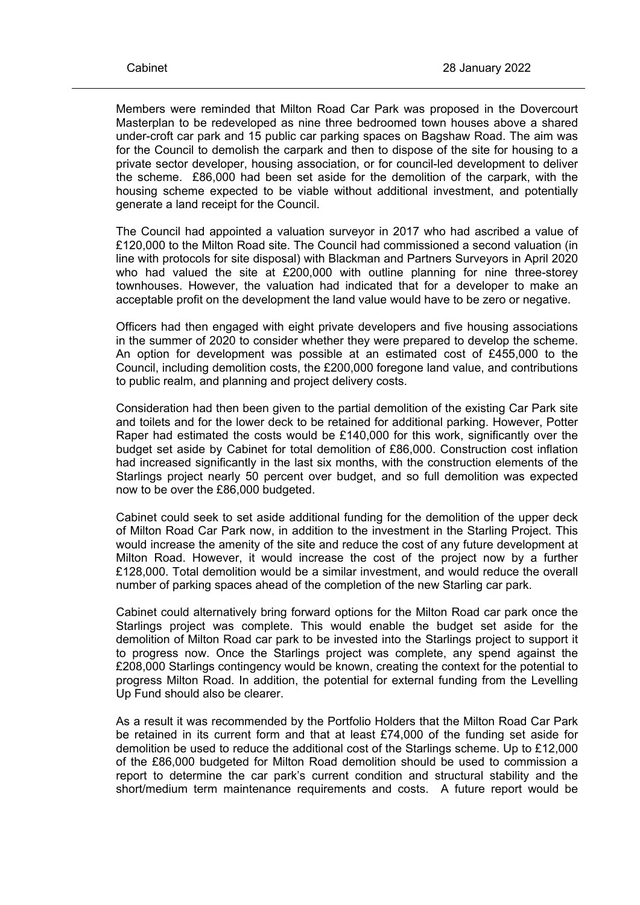Members were reminded that Milton Road Car Park was proposed in the Dovercourt Masterplan to be redeveloped as nine three bedroomed town houses above a shared under-croft car park and 15 public car parking spaces on Bagshaw Road. The aim was for the Council to demolish the carpark and then to dispose of the site for housing to a private sector developer, housing association, or for council-led development to deliver the scheme. £86,000 had been set aside for the demolition of the carpark, with the housing scheme expected to be viable without additional investment, and potentially generate a land receipt for the Council.

The Council had appointed a valuation surveyor in 2017 who had ascribed a value of £120,000 to the Milton Road site. The Council had commissioned a second valuation (in line with protocols for site disposal) with Blackman and Partners Surveyors in April 2020 who had valued the site at £200,000 with outline planning for nine three-storey townhouses. However, the valuation had indicated that for a developer to make an acceptable profit on the development the land value would have to be zero or negative.

Officers had then engaged with eight private developers and five housing associations in the summer of 2020 to consider whether they were prepared to develop the scheme. An option for development was possible at an estimated cost of £455,000 to the Council, including demolition costs, the £200,000 foregone land value, and contributions to public realm, and planning and project delivery costs.

Consideration had then been given to the partial demolition of the existing Car Park site and toilets and for the lower deck to be retained for additional parking. However, Potter Raper had estimated the costs would be £140,000 for this work, significantly over the budget set aside by Cabinet for total demolition of £86,000. Construction cost inflation had increased significantly in the last six months, with the construction elements of the Starlings project nearly 50 percent over budget, and so full demolition was expected now to be over the £86,000 budgeted.

Cabinet could seek to set aside additional funding for the demolition of the upper deck of Milton Road Car Park now, in addition to the investment in the Starling Project. This would increase the amenity of the site and reduce the cost of any future development at Milton Road. However, it would increase the cost of the project now by a further £128,000. Total demolition would be a similar investment, and would reduce the overall number of parking spaces ahead of the completion of the new Starling car park.

Cabinet could alternatively bring forward options for the Milton Road car park once the Starlings project was complete. This would enable the budget set aside for the demolition of Milton Road car park to be invested into the Starlings project to support it to progress now. Once the Starlings project was complete, any spend against the £208,000 Starlings contingency would be known, creating the context for the potential to progress Milton Road. In addition, the potential for external funding from the Levelling Up Fund should also be clearer.

As a result it was recommended by the Portfolio Holders that the Milton Road Car Park be retained in its current form and that at least £74,000 of the funding set aside for demolition be used to reduce the additional cost of the Starlings scheme. Up to £12,000 of the £86,000 budgeted for Milton Road demolition should be used to commission a report to determine the car park's current condition and structural stability and the short/medium term maintenance requirements and costs. A future report would be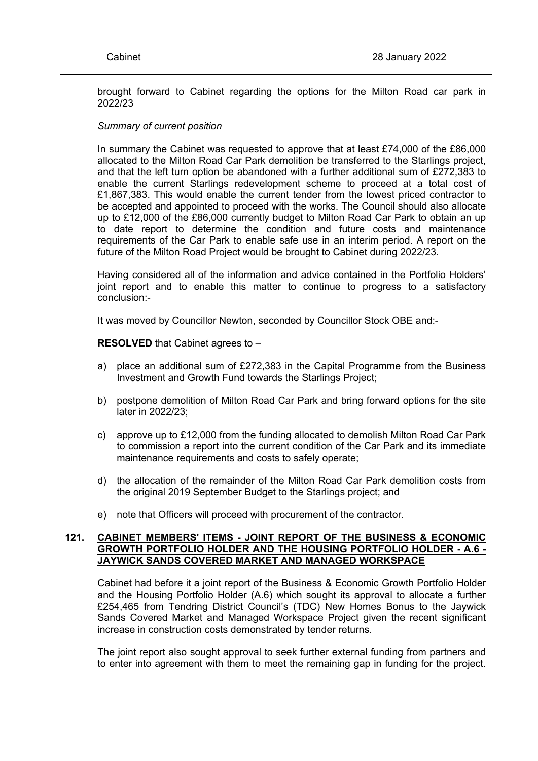brought forward to Cabinet regarding the options for the Milton Road car park in 2022/23

*Summary of current position*

In summary the Cabinet was requested to approve that at least £74,000 of the £86,000 allocated to the Milton Road Car Park demolition be transferred to the Starlings project, and that the left turn option be abandoned with a further additional sum of £272,383 to enable the current Starlings redevelopment scheme to proceed at a total cost of £1,867,383. This would enable the current tender from the lowest priced contractor to be accepted and appointed to proceed with the works. The Council should also allocate up to £12,000 of the £86,000 currently budget to Milton Road Car Park to obtain an up to date report to determine the condition and future costs and maintenance requirements of the Car Park to enable safe use in an interim period. A report on the future of the Milton Road Project would be brought to Cabinet during 2022/23.

Having considered all of the information and advice contained in the Portfolio Holders' joint report and to enable this matter to continue to progress to a satisfactory conclusion:-

It was moved by Councillor Newton, seconded by Councillor Stock OBE and:-

**RESOLVED** that Cabinet agrees to –

a) place an additional sum of £272,383 in the Capital Programme from the Business Investment and Growth Fund towards the Starlings Project;

b) postpone demolition of Milton Road Car Park and bring forward options for the site later in 2022/23;

c) approve up to £12,000 from the funding allocated to demolish Milton Road Car Park to commission a report into the current condition of the Car Park and its immediate maintenance requirements and costs to safely operate;

d) the allocation of the remainder of the Milton Road Car Park demolition costs from the original 2019 September Budget to the Starlings project; and

e) note that Officers will proceed with procurement of the contractor.

## 121. CABINET MEMBERS' ITEMS - JOINT REPORT OF THE BUSINESS & ECONOMIC GROWTH PORTFOLIO HOLDER AND THE HOUSING PORTFOLIO HOLDER - A.6 - JAYWICK SANDS COVERED MARKET AND MANAGED WORKSPACE

Cabinet had before it a joint report of the Business & Economic Growth Portfolio Holder and the Housing Portfolio Holder (A.6) which sought its approval to allocate a further £254,465 from Tendring District Council's (TDC) New Homes Bonus to the Jaywick Sands Covered Market and Managed Workspace Project given the recent significant increase in construction costs demonstrated by tender returns.

The joint report also sought approval to seek further external funding from partners and to enter into agreement with them to meet the remaining gap in funding for the project.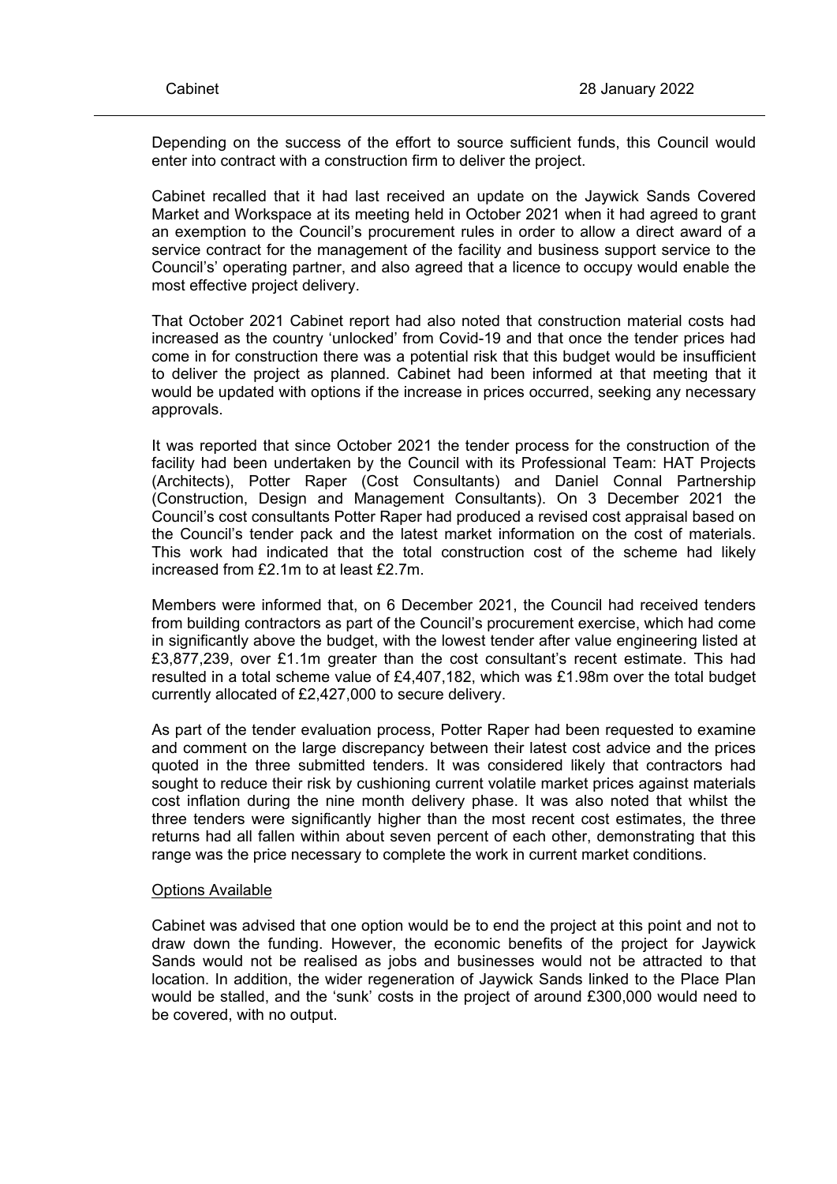Depending on the success of the effort to source sufficient funds, this Council would enter into contract with a construction firm to deliver the project.

Cabinet recalled that it had last received an update on the Jaywick Sands Covered Market and Workspace at its meeting held in October 2021 when it had agreed to grant an exemption to the Council's procurement rules in order to allow a direct award of a service contract for the management of the facility and business support service to the Council's' operating partner, and also agreed that a licence to occupy would enable the most effective project delivery.

That October 2021 Cabinet report had also noted that construction material costs had increased as the country 'unlocked' from Covid-19 and that once the tender prices had come in for construction there was a potential risk that this budget would be insufficient to deliver the project as planned. Cabinet had been informed at that meeting that it would be updated with options if the increase in prices occurred, seeking any necessary approvals.

It was reported that since October 2021 the tender process for the construction of the facility had been undertaken by the Council with its Professional Team: HAT Projects (Architects), Potter Raper (Cost Consultants) and Daniel Connal Partnership (Construction, Design and Management Consultants). On 3 December 2021 the Council's cost consultants Potter Raper had produced a revised cost appraisal based on the Council's tender pack and the latest market information on the cost of materials. This work had indicated that the total construction cost of the scheme had likely increased from £2.1m to at least £2.7m.

Members were informed that, on 6 December 2021, the Council had received tenders from building contractors as part of the Council's procurement exercise, which had come in significantly above the budget, with the lowest tender after value engineering listed at £3,877,239, over £1.1m greater than the cost consultant's recent estimate. This had resulted in a total scheme value of £4,407,182, which was £1.98m over the total budget currently allocated of £2,427,000 to secure delivery.

As part of the tender evaluation process, Potter Raper had been requested to examine and comment on the large discrepancy between their latest cost advice and the prices quoted in the three submitted tenders. It was considered likely that contractors had sought to reduce their risk by cushioning current volatile market prices against materials cost inflation during the nine month delivery phase. It was also noted that whilst the three tenders were significantly higher than the most recent cost estimates, the three returns had all fallen within about seven percent of each other, demonstrating that this range was the price necessary to complete the work in current market conditions.

<u>Options Available</u>

Cabinet was advised that one option would be to end the project at this point and not to draw down the funding. However, the economic benefits of the project for Jaywick Sands would not be realised as jobs and businesses would not be attracted to that location. In addition, the wider regeneration of Jaywick Sands linked to the Place Plan would be stalled, and the 'sunk' costs in the project of around £300,000 would need to be covered, with no output.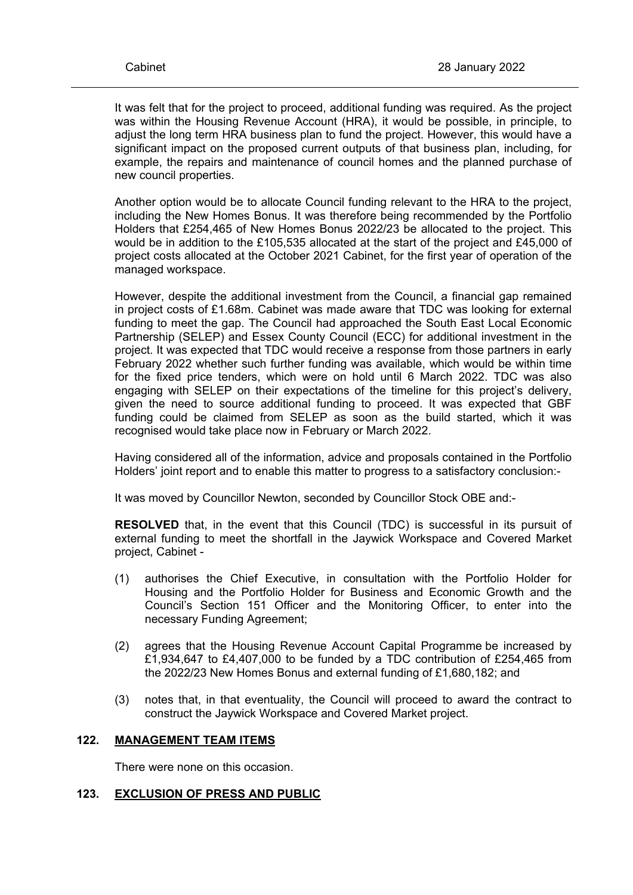It was felt that for the project to proceed, additional funding was required. As the project was within the Housing Revenue Account (HRA), it would be possible, in principle, to adjust the long term HRA business plan to fund the project. However, this would have a significant impact on the proposed current outputs of that business plan, including, for example, the repairs and maintenance of council homes and the planned purchase of new council properties.

Another option would be to allocate Council funding relevant to the HRA to the project, including the New Homes Bonus. It was therefore being recommended by the Portfolio Holders that £254,465 of New Homes Bonus 2022/23 be allocated to the project. This would be in addition to the £105,535 allocated at the start of the project and £45,000 of project costs allocated at the October 2021 Cabinet, for the first year of operation of the managed workspace.

However, despite the additional investment from the Council, a financial gap remained in project costs of £1.68m. Cabinet was made aware that TDC was looking for external funding to meet the gap. The Council had approached the South East Local Economic Partnership (SELEP) and Essex County Council (ECC) for additional investment in the project. It was expected that TDC would receive a response from those partners in early February 2022 whether such further funding was available, which would be within time for the fixed price tenders, which were on hold until 6 March 2022. TDC was also engaging with SELEP on their expectations of the timeline for this project's delivery, given the need to source additional funding to proceed. It was expected that GBF funding could be claimed from SELEP as soon as the build started, which it was recognised would take place now in February or March 2022.

Having considered all of the information, advice and proposals contained in the Portfolio Holders' joint report and to enable this matter to progress to a satisfactory conclusion:-

It was moved by Councillor Newton, seconded by Councillor Stock OBE and:-

**RESOLVED** that, in the event that this Council (TDC) is successful in its pursuit of external funding to meet the shortfall in the Jaywick Workspace and Covered Market project, Cabinet -

(1) authorises the Chief Executive, in consultation with the Portfolio Holder for Housing and the Portfolio Holder for Business and Economic Growth and the Council's Section 151 Officer and the Monitoring Officer, to enter into the necessary Funding Agreement;

(2) agrees that the Housing Revenue Account Capital Programme be increased by £1,934,647 to £4,407,000 to be funded by a TDC contribution of £254,465 from the 2022/23 New Homes Bonus and external funding of £1,680,182; and

(3) notes that, in that eventuality, the Council will proceed to award the contract to construct the Jaywick Workspace and Covered Market project.

## 122. MANAGEMENT TEAM ITEMS

There were none on this occasion.

## 123. EXCLUSION OF PRESS AND PUBLIC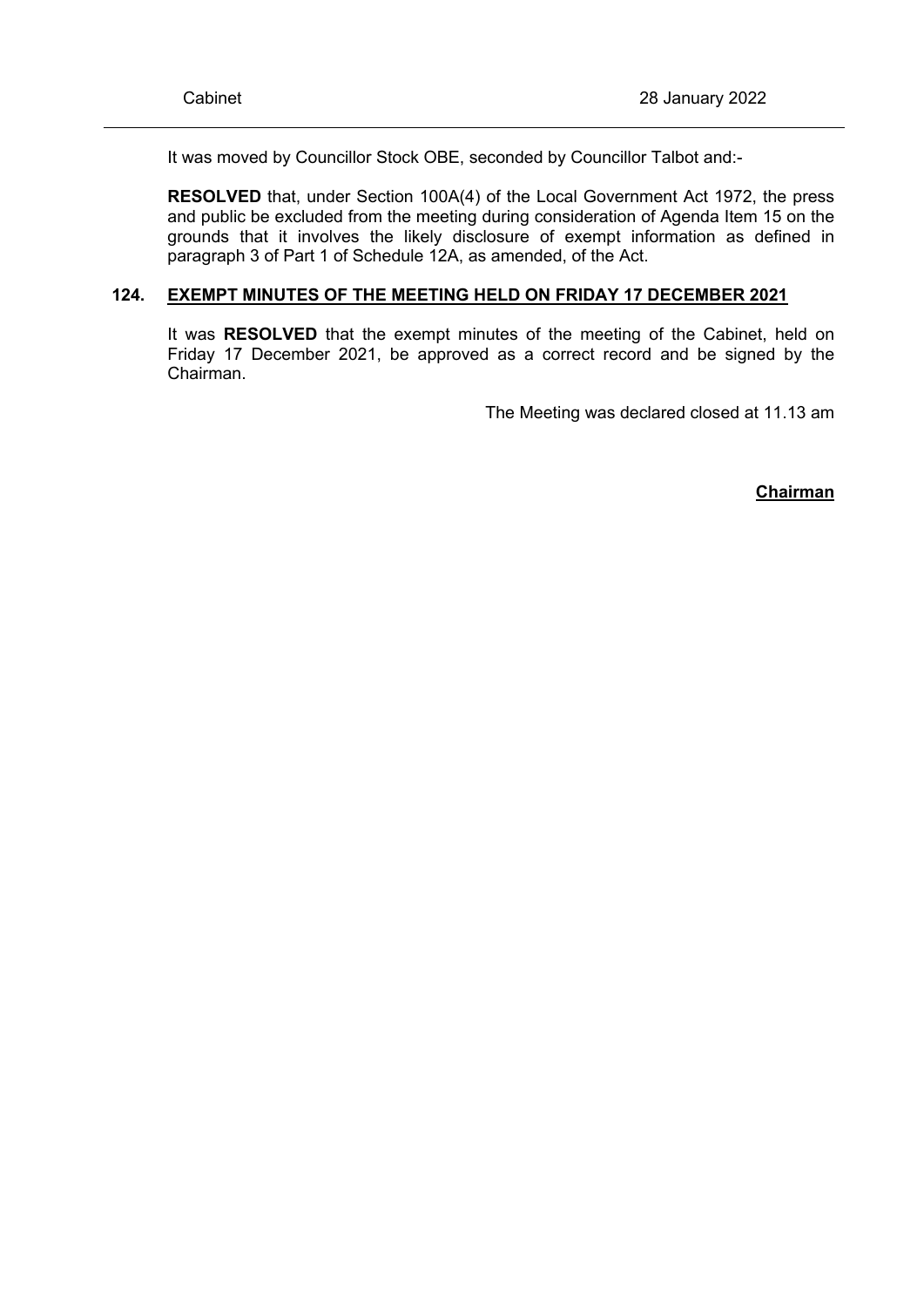It was moved by Councillor Stock OBE, seconded by Councillor Talbot and:-

**RESOLVED** that, under Section 100A(4) of the Local Government Act 1972, the press and public be excluded from the meeting during consideration of Agenda Item 15 on the grounds that it involves the likely disclosure of exempt information as defined in paragraph 3 of Part 1 of Schedule 12A, as amended, of the Act.

## 124. EXEMPT MINUTES OF THE MEETING HELD ON FRIDAY 17 DECEMBER 2021

It was **RESOLVED** that the exempt minutes of the meeting of the Cabinet, held on Friday 17 December 2021, be approved as a correct record and be signed by the Chairman.

The Meeting was declared closed at 11.13 am

**Chairman**